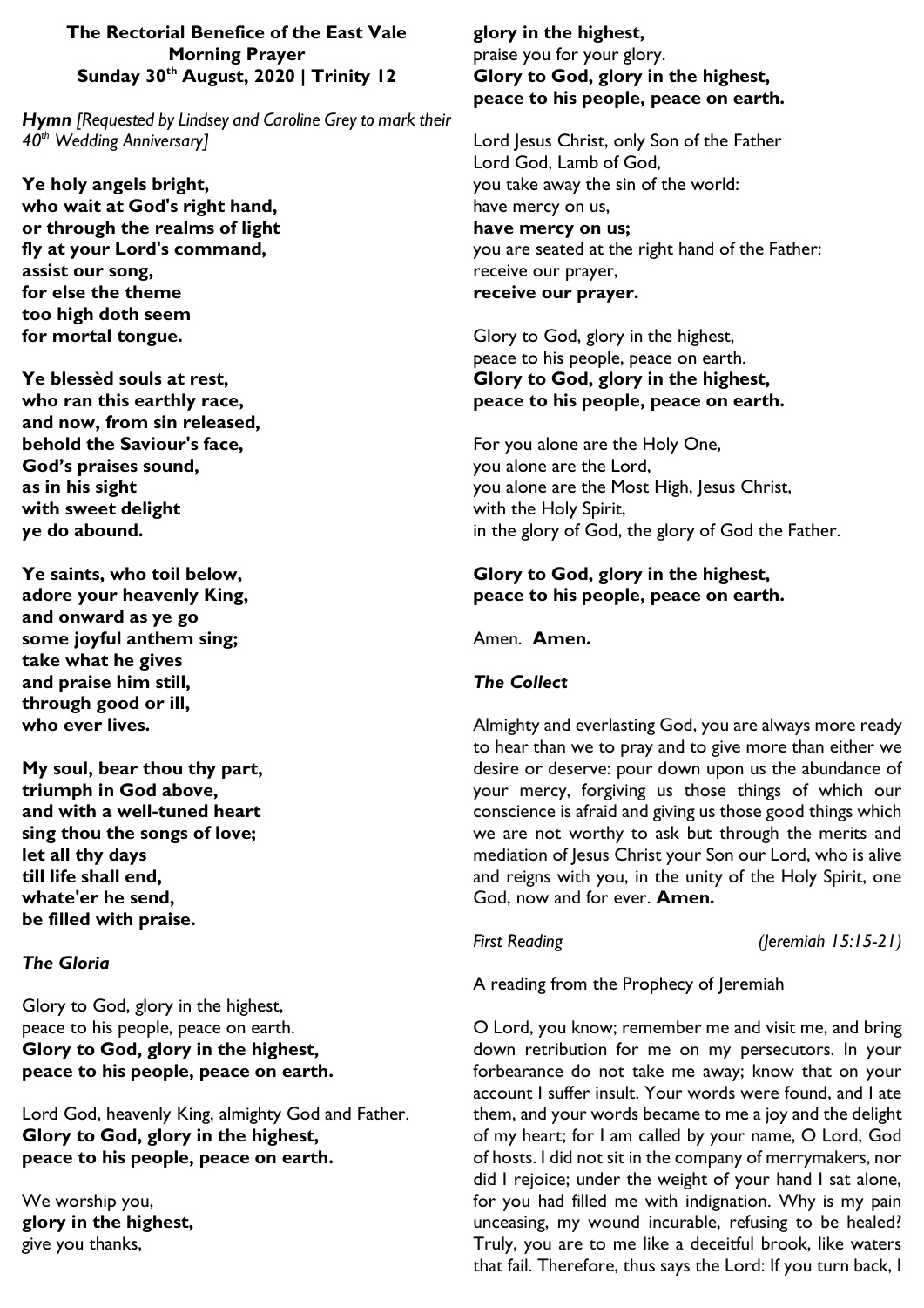**The Rectorial Benefice of the East Vale**
**Morning Prayer**
**Sunday 30th August, 2020 | Trinity 12**

***Hymn*** *[Requested by Lindsey and Caroline Grey to mark their 40th Wedding Anniversary]*

**Ye holy angels bright,**
**who wait at God's right hand,**
**or through the realms of light**
**fly at your Lord's command,**
**assist our song,**
**for else the theme**
**too high doth seem**
**for mortal tongue.**

**Ye blessèd souls at rest,**
**who ran this earthly race,**
**and now, from sin released,**
**behold the Saviour's face,**
**God's praises sound,**
**as in his sight**
**with sweet delight**
**ye do abound.**

**Ye saints, who toil below,**
**adore your heavenly King,**
**and onward as ye go**
**some joyful anthem sing;**
**take what he gives**
**and praise him still,**
**through good or ill,**
**who ever lives.**

**My soul, bear thou thy part,**
**triumph in God above,**
**and with a well-tuned heart**
**sing thou the songs of love;**
**let all thy days**
**till life shall end,**
**whate'er he send,**
**be filled with praise.**

***The Gloria***

Glory to God, glory in the highest,
peace to his people, peace on earth.
**Glory to God, glory in the highest,**
**peace to his people, peace on earth.**

Lord God, heavenly King, almighty God and Father.
**Glory to God, glory in the highest,**
**peace to his people, peace on earth.**

We worship you,
**glory in the highest,**
give you thanks,
**glory in the highest,**
praise you for your glory.
**Glory to God, glory in the highest,**
**peace to his people, peace on earth.**

Lord Jesus Christ, only Son of the Father
Lord God, Lamb of God,
you take away the sin of the world:
have mercy on us,
**have mercy on us;**
you are seated at the right hand of the Father:
receive our prayer,
**receive our prayer.**

Glory to God, glory in the highest,
peace to his people, peace on earth.
**Glory to God, glory in the highest,**
**peace to his people, peace on earth.**

For you alone are the Holy One,
you alone are the Lord,
you alone are the Most High, Jesus Christ,
with the Holy Spirit,
in the glory of God, the glory of God the Father.

**Glory to God, glory in the highest,**
**peace to his people, peace on earth.**

Amen. **Amen.**

***The Collect***

Almighty and everlasting God, you are always more ready to hear than we to pray and to give more than either we desire or deserve: pour down upon us the abundance of your mercy, forgiving us those things of which our conscience is afraid and giving us those good things which we are not worthy to ask but through the merits and mediation of Jesus Christ your Son our Lord, who is alive and reigns with you, in the unity of the Holy Spirit, one God, now and for ever. **Amen.**

*First Reading* *(Jeremiah 15:15-21)*

A reading from the Prophecy of Jeremiah

O Lord, you know; remember me and visit me, and bring down retribution for me on my persecutors. In your forbearance do not take me away; know that on your account I suffer insult. Your words were found, and I ate them, and your words became to me a joy and the delight of my heart; for I am called by your name, O Lord, God of hosts. I did not sit in the company of merrymakers, nor did I rejoice; under the weight of your hand I sat alone, for you had filled me with indignation. Why is my pain unceasing, my wound incurable, refusing to be healed? Truly, you are to me like a deceitful brook, like waters that fail. Therefore, thus says the Lord: If you turn back, I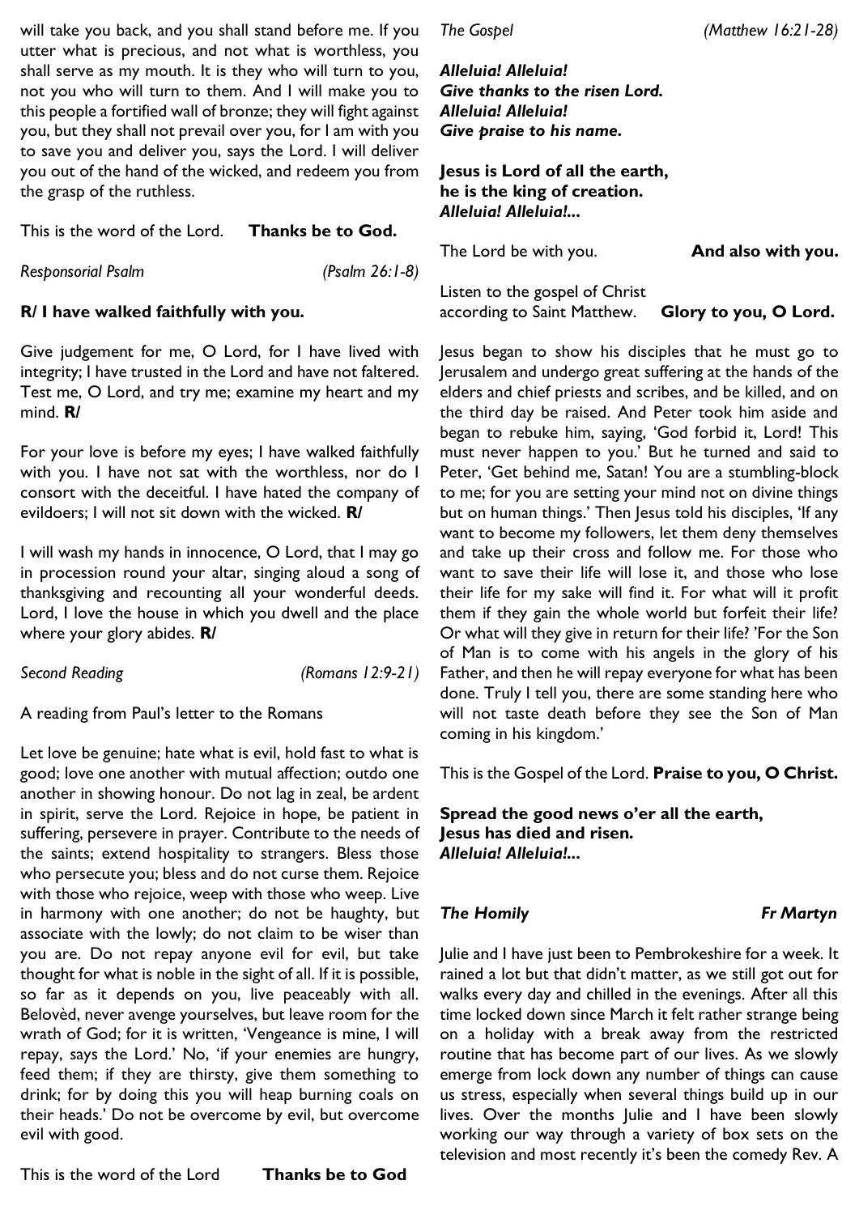will take you back, and you shall stand before me. If you utter what is precious, and not what is worthless, you shall serve as my mouth. It is they who will turn to you, not you who will turn to them. And I will make you to this people a fortified wall of bronze; they will fight against you, but they shall not prevail over you, for I am with you to save you and deliver you, says the Lord. I will deliver you out of the hand of the wicked, and redeem you from the grasp of the ruthless.

This is the word of the Lord. **Thanks be to God.**

*Responsorial Psalm* *(Psalm 26:1-8)*

**R/ I have walked faithfully with you.**

Give judgement for me, O Lord, for I have lived with integrity; I have trusted in the Lord and have not faltered. Test me, O Lord, and try me; examine my heart and my mind. **R/**

For your love is before my eyes; I have walked faithfully with you. I have not sat with the worthless, nor do I consort with the deceitful. I have hated the company of evildoers; I will not sit down with the wicked. **R/**

I will wash my hands in innocence, O Lord, that I may go in procession round your altar, singing aloud a song of thanksgiving and recounting all your wonderful deeds. Lord, I love the house in which you dwell and the place where your glory abides. **R/**

*Second Reading* *(Romans 12:9-21)*

A reading from Paul's letter to the Romans

Let love be genuine; hate what is evil, hold fast to what is good; love one another with mutual affection; outdo one another in showing honour. Do not lag in zeal, be ardent in spirit, serve the Lord. Rejoice in hope, be patient in suffering, persevere in prayer. Contribute to the needs of the saints; extend hospitality to strangers. Bless those who persecute you; bless and do not curse them. Rejoice with those who rejoice, weep with those who weep. Live in harmony with one another; do not be haughty, but associate with the lowly; do not claim to be wiser than you are. Do not repay anyone evil for evil, but take thought for what is noble in the sight of all. If it is possible, so far as it depends on you, live peaceably with all. Belovèd, never avenge yourselves, but leave room for the wrath of God; for it is written, 'Vengeance is mine, I will repay, says the Lord.' No, 'if your enemies are hungry, feed them; if they are thirsty, give them something to drink; for by doing this you will heap burning coals on their heads.' Do not be overcome by evil, but overcome evil with good.

This is the word of the Lord **Thanks be to God**

*The Gospel* *(Matthew 16:21-28)*

***Alleluia! Alleluia!***
***Give thanks to the risen Lord.***
***Alleluia! Alleluia!***
***Give praise to his name.***

**Jesus is Lord of all the earth,**
**he is the king of creation.**
***Alleluia! Alleluia!...***

The Lord be with you. **And also with you.**

Listen to the gospel of Christ
according to Saint Matthew. **Glory to you, O Lord.**

Jesus began to show his disciples that he must go to Jerusalem and undergo great suffering at the hands of the elders and chief priests and scribes, and be killed, and on the third day be raised. And Peter took him aside and began to rebuke him, saying, 'God forbid it, Lord! This must never happen to you.' But he turned and said to Peter, 'Get behind me, Satan! You are a stumbling-block to me; for you are setting your mind not on divine things but on human things.' Then Jesus told his disciples, 'If any want to become my followers, let them deny themselves and take up their cross and follow me. For those who want to save their life will lose it, and those who lose their life for my sake will find it. For what will it profit them if they gain the whole world but forfeit their life? Or what will they give in return for their life? 'For the Son of Man is to come with his angels in the glory of his Father, and then he will repay everyone for what has been done. Truly I tell you, there are some standing here who will not taste death before they see the Son of Man coming in his kingdom.'

This is the Gospel of the Lord. **Praise to you, O Christ.**

**Spread the good news o'er all the earth,**
**Jesus has died and risen.**
***Alleluia! Alleluia!...***

***The Homily*** ***Fr Martyn***

Julie and I have just been to Pembrokeshire for a week. It rained a lot but that didn't matter, as we still got out for walks every day and chilled in the evenings. After all this time locked down since March it felt rather strange being on a holiday with a break away from the restricted routine that has become part of our lives. As we slowly emerge from lock down any number of things can cause us stress, especially when several things build up in our lives. Over the months Julie and I have been slowly working our way through a variety of box sets on the television and most recently it's been the comedy Rev. A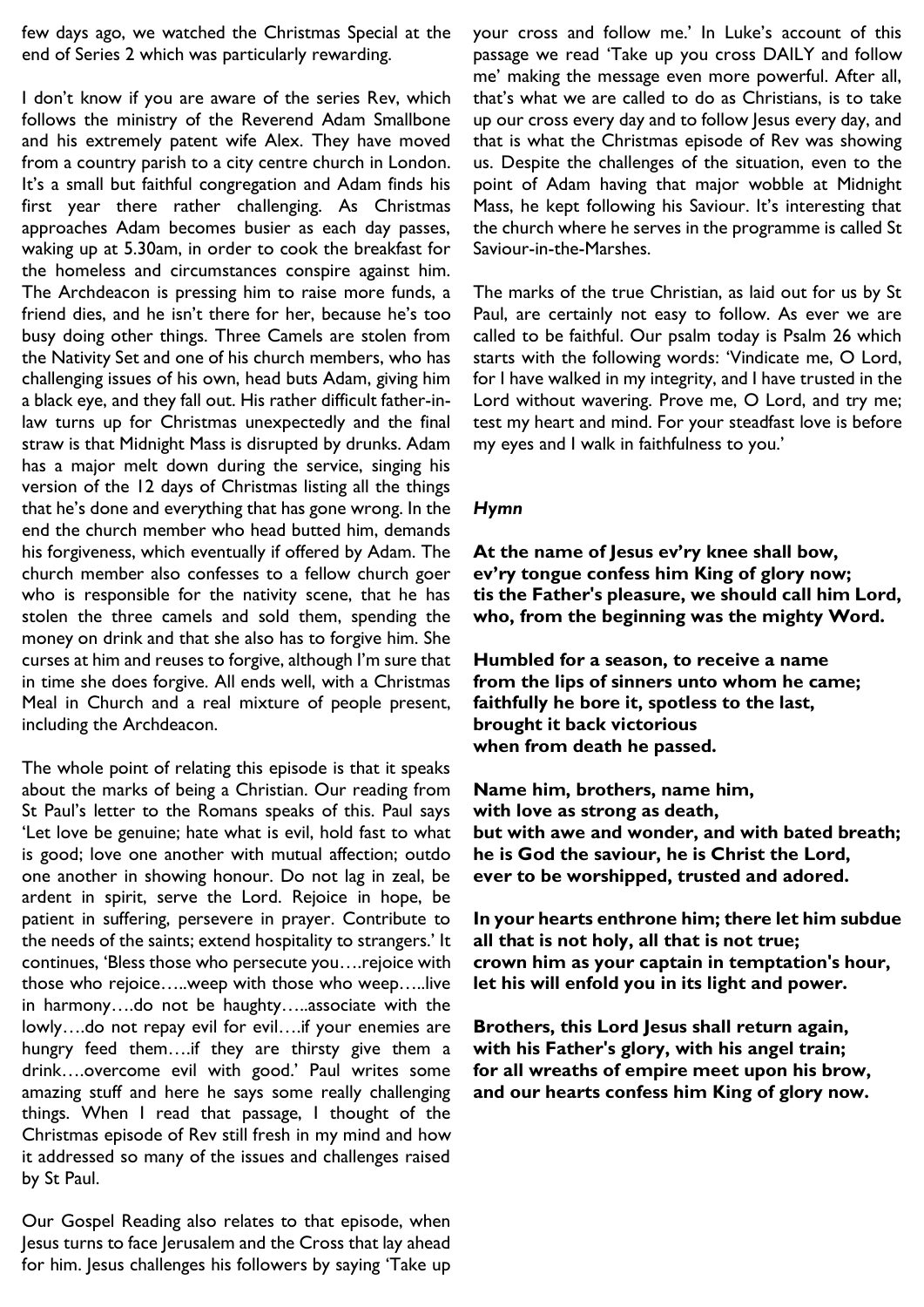few days ago, we watched the Christmas Special at the end of Series 2 which was particularly rewarding.

I don't know if you are aware of the series Rev, which follows the ministry of the Reverend Adam Smallbone and his extremely patent wife Alex. They have moved from a country parish to a city centre church in London. It's a small but faithful congregation and Adam finds his first year there rather challenging. As Christmas approaches Adam becomes busier as each day passes, waking up at 5.30am, in order to cook the breakfast for the homeless and circumstances conspire against him. The Archdeacon is pressing him to raise more funds, a friend dies, and he isn't there for her, because he's too busy doing other things. Three Camels are stolen from the Nativity Set and one of his church members, who has challenging issues of his own, head buts Adam, giving him a black eye, and they fall out. His rather difficult father-in-law turns up for Christmas unexpectedly and the final straw is that Midnight Mass is disrupted by drunks. Adam has a major melt down during the service, singing his version of the 12 days of Christmas listing all the things that he's done and everything that has gone wrong. In the end the church member who head butted him, demands his forgiveness, which eventually if offered by Adam. The church member also confesses to a fellow church goer who is responsible for the nativity scene, that he has stolen the three camels and sold them, spending the money on drink and that she also has to forgive him. She curses at him and reuses to forgive, although I'm sure that in time she does forgive. All ends well, with a Christmas Meal in Church and a real mixture of people present, including the Archdeacon.

The whole point of relating this episode is that it speaks about the marks of being a Christian. Our reading from St Paul's letter to the Romans speaks of this. Paul says 'Let love be genuine; hate what is evil, hold fast to what is good; love one another with mutual affection; outdo one another in showing honour. Do not lag in zeal, be ardent in spirit, serve the Lord. Rejoice in hope, be patient in suffering, persevere in prayer. Contribute to the needs of the saints; extend hospitality to strangers.' It continues, 'Bless those who persecute you….rejoice with those who rejoice…..weep with those who weep…..live in harmony….do not be haughty…..associate with the lowly….do not repay evil for evil….if your enemies are hungry feed them….if they are thirsty give them a drink….overcome evil with good.' Paul writes some amazing stuff and here he says some really challenging things. When I read that passage, I thought of the Christmas episode of Rev still fresh in my mind and how it addressed so many of the issues and challenges raised by St Paul.

Our Gospel Reading also relates to that episode, when Jesus turns to face Jerusalem and the Cross that lay ahead for him. Jesus challenges his followers by saying 'Take up your cross and follow me.' In Luke's account of this passage we read 'Take up you cross DAILY and follow me' making the message even more powerful. After all, that's what we are called to do as Christians, is to take up our cross every day and to follow Jesus every day, and that is what the Christmas episode of Rev was showing us. Despite the challenges of the situation, even to the point of Adam having that major wobble at Midnight Mass, he kept following his Saviour. It's interesting that the church where he serves in the programme is called St Saviour-in-the-Marshes.

The marks of the true Christian, as laid out for us by St Paul, are certainly not easy to follow. As ever we are called to be faithful. Our psalm today is Psalm 26 which starts with the following words: 'Vindicate me, O Lord, for I have walked in my integrity, and I have trusted in the Lord without wavering. Prove me, O Lord, and try me; test my heart and mind. For your steadfast love is before my eyes and I walk in faithfulness to you.'

### *Hymn*

**At the name of Jesus ev'ry knee shall bow,
ev'ry tongue confess him King of glory now;
tis the Father's pleasure, we should call him Lord,
who, from the beginning was the mighty Word.**

**Humbled for a season, to receive a name
from the lips of sinners unto whom he came;
faithfully he bore it, spotless to the last,
brought it back victorious
when from death he passed.**

**Name him, brothers, name him,
with love as strong as death,
but with awe and wonder, and with bated breath;
he is God the saviour, he is Christ the Lord,
ever to be worshipped, trusted and adored.**

**In your hearts enthrone him; there let him subdue
all that is not holy, all that is not true;
crown him as your captain in temptation's hour,
let his will enfold you in its light and power.**

**Brothers, this Lord Jesus shall return again,
with his Father's glory, with his angel train;
for all wreaths of empire meet upon his brow,
and our hearts confess him King of glory now.**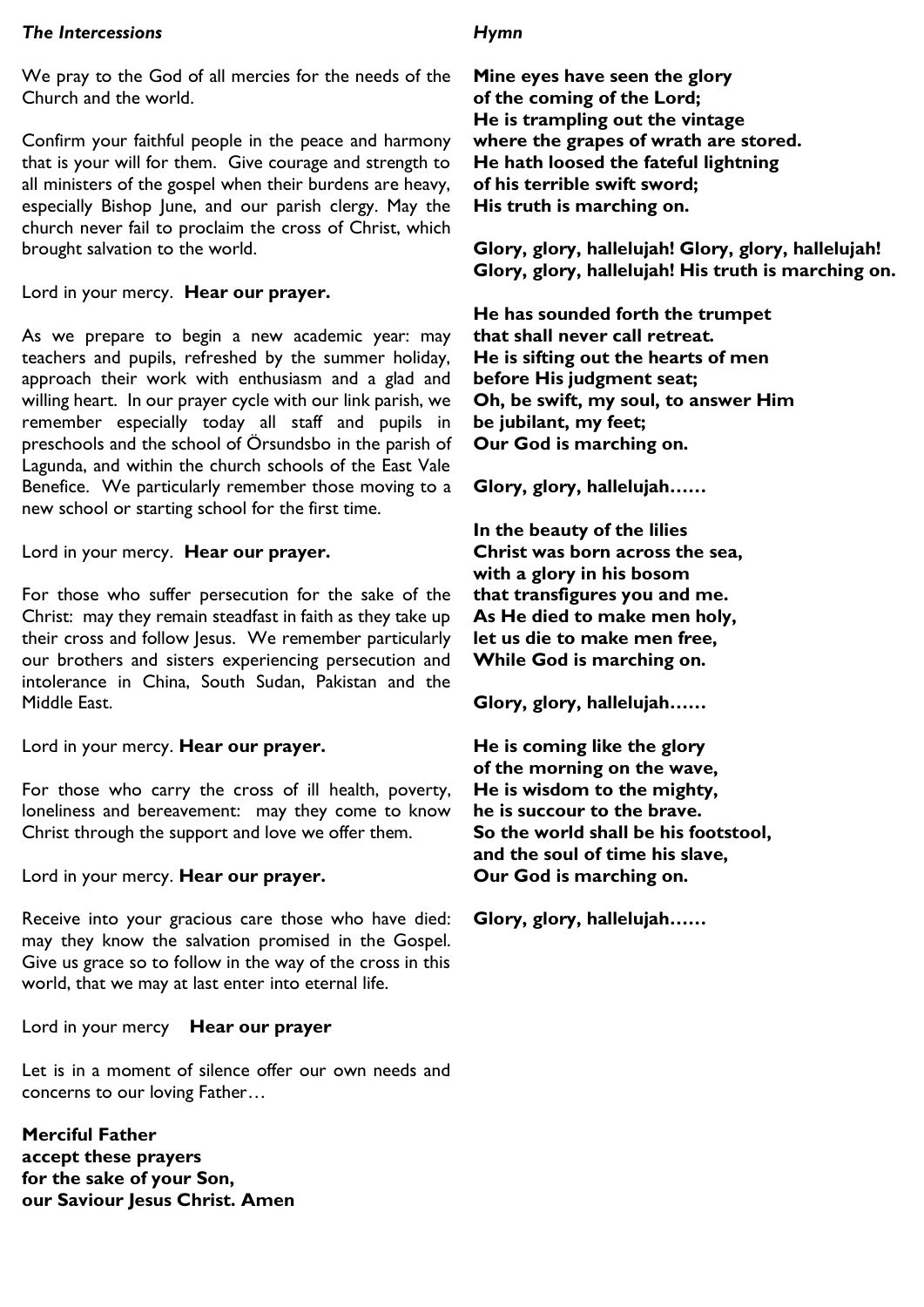### *The Intercessions*

We pray to the God of all mercies for the needs of the Church and the world.

Confirm your faithful people in the peace and harmony that is your will for them. Give courage and strength to all ministers of the gospel when their burdens are heavy, especially Bishop June, and our parish clergy. May the church never fail to proclaim the cross of Christ, which brought salvation to the world.

Lord in your mercy. **Hear our prayer.**

As we prepare to begin a new academic year: may teachers and pupils, refreshed by the summer holiday, approach their work with enthusiasm and a glad and willing heart. In our prayer cycle with our link parish, we remember especially today all staff and pupils in preschools and the school of Örsundsbo in the parish of Lagunda, and within the church schools of the East Vale Benefice. We particularly remember those moving to a new school or starting school for the first time.

Lord in your mercy. **Hear our prayer.**

For those who suffer persecution for the sake of the Christ: may they remain steadfast in faith as they take up their cross and follow Jesus. We remember particularly our brothers and sisters experiencing persecution and intolerance in China, South Sudan, Pakistan and the Middle East.

Lord in your mercy. **Hear our prayer.**

For those who carry the cross of ill health, poverty, loneliness and bereavement: may they come to know Christ through the support and love we offer them.

Lord in your mercy. **Hear our prayer.**

Receive into your gracious care those who have died: may they know the salvation promised in the Gospel. Give us grace so to follow in the way of the cross in this world, that we may at last enter into eternal life.

Lord in your mercy **Hear our prayer**

Let is in a moment of silence offer our own needs and concerns to our loving Father…

**Merciful Father**
**accept these prayers**
**for the sake of your Son,**
**our Saviour Jesus Christ. Amen**

### *Hymn*

**Mine eyes have seen the glory**
**of the coming of the Lord;**
**He is trampling out the vintage**
**where the grapes of wrath are stored.**
**He hath loosed the fateful lightning**
**of his terrible swift sword;**
**His truth is marching on.**

**Glory, glory, hallelujah! Glory, glory, hallelujah!**
**Glory, glory, hallelujah! His truth is marching on.**

**He has sounded forth the trumpet**
**that shall never call retreat.**
**He is sifting out the hearts of men**
**before His judgment seat;**
**Oh, be swift, my soul, to answer Him**
**be jubilant, my feet;**
**Our God is marching on.**

**Glory, glory, hallelujah……**

**In the beauty of the lilies**
**Christ was born across the sea,**
**with a glory in his bosom**
**that transfigures you and me.**
**As He died to make men holy,**
**let us die to make men free,**
**While God is marching on.**

**Glory, glory, hallelujah……**

**He is coming like the glory**
**of the morning on the wave,**
**He is wisdom to the mighty,**
**he is succour to the brave.**
**So the world shall be his footstool,**
**and the soul of time his slave,**
**Our God is marching on.**

**Glory, glory, hallelujah……**